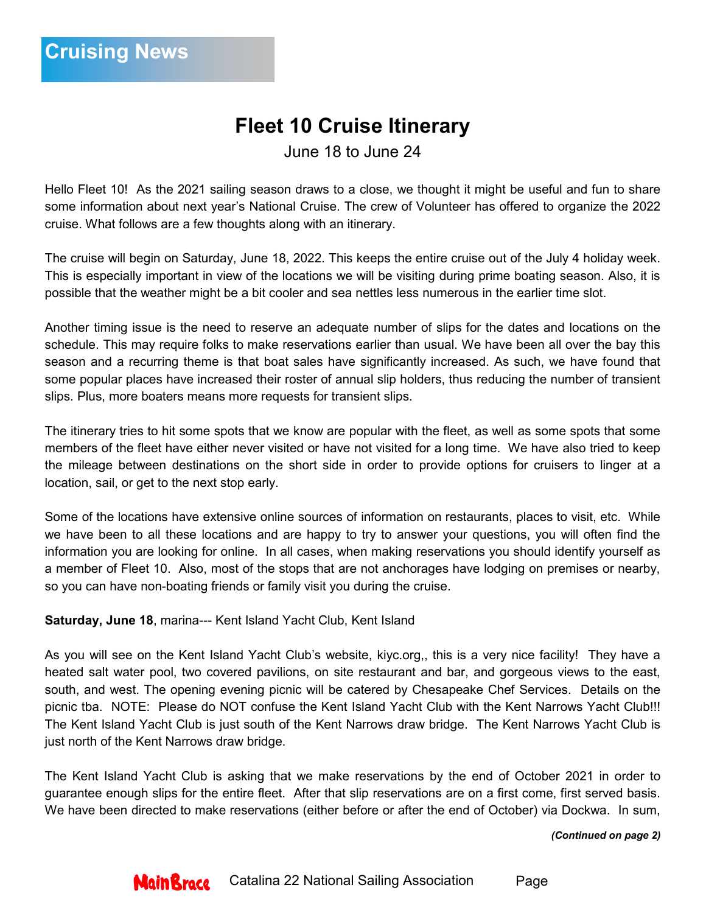# Cruising News

## Fleet 10 Cruise Itinerary

June 18 to June 24

Hello Fleet 10! As the 2021 sailing season draws to a close, we thought it might be useful and fun to share some information about next year's National Cruise. The crew of Volunteer has offered to organize the 2022 cruise. What follows are a few thoughts along with an itinerary.

The cruise will begin on Saturday, June 18, 2022. This keeps the entire cruise out of the July 4 holiday week. This is especially important in view of the locations we will be visiting during prime boating season. Also, it is possible that the weather might be a bit cooler and sea nettles less numerous in the earlier time slot.

Another timing issue is the need to reserve an adequate number of slips for the dates and locations on the schedule. This may require folks to make reservations earlier than usual. We have been all over the bay this season and a recurring theme is that boat sales have significantly increased. As such, we have found that some popular places have increased their roster of annual slip holders, thus reducing the number of transient slips. Plus, more boaters means more requests for transient slips.

The itinerary tries to hit some spots that we know are popular with the fleet, as well as some spots that some members of the fleet have either never visited or have not visited for a long time. We have also tried to keep the mileage between destinations on the short side in order to provide options for cruisers to linger at a location, sail, or get to the next stop early.

Some of the locations have extensive online sources of information on restaurants, places to visit, etc. While we have been to all these locations and are happy to try to answer your questions, you will often find the information you are looking for online. In all cases, when making reservations you should identify yourself as a member of Fleet 10. Also, most of the stops that are not anchorages have lodging on premises or nearby, so you can have non-boating friends or family visit you during the cruise.

**Saturday, June 18**, marina--- Kent Island Yacht Club, Kent Island

As you will see on the Kent Island Yacht Club's website, kiyc.org,, this is a very nice facility! They have a heated salt water pool, two covered pavilions, on site restaurant and bar, and gorgeous views to the east, south, and west. The opening evening picnic will be catered by Chesapeake Chef Services. Details on the picnic tba. NOTE: Please do NOT confuse the Kent Island Yacht Club with the Kent Narrows Yacht Club!!! The Kent Island Yacht Club is just south of the Kent Narrows draw bridge. The Kent Narrows Yacht Club is just north of the Kent Narrows draw bridge.

The Kent Island Yacht Club is asking that we make reservations by the end of October 2021 in order to guarantee enough slips for the entire fleet. After that slip reservations are on a first come, first served basis. We have been directed to make reservations (either before or after the end of October) via Dockwa. In sum,

***(Continued on page 2)***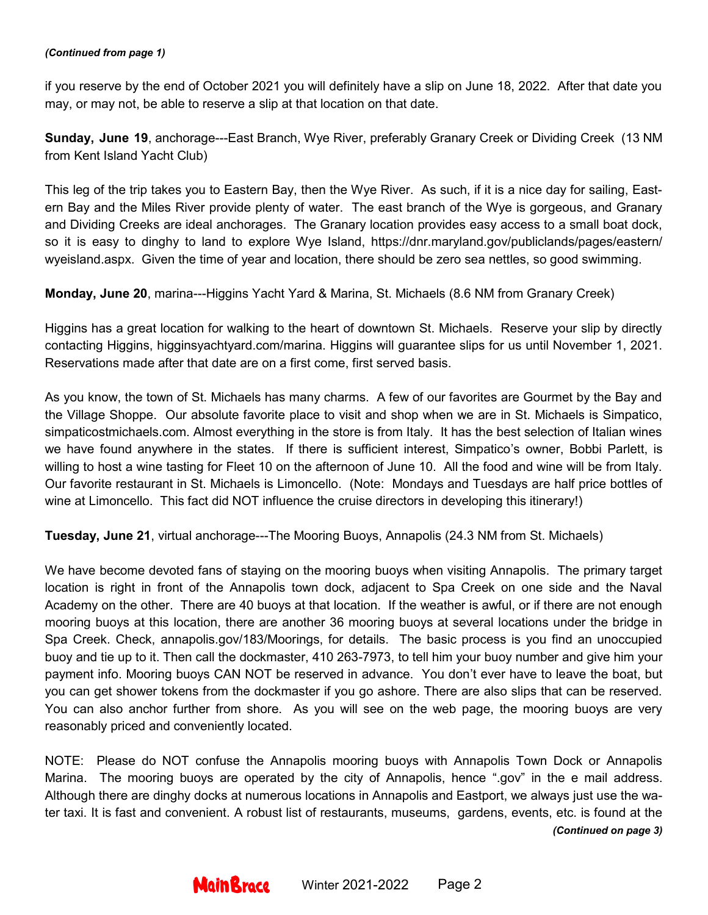*(Continued from page 1)*

if you reserve by the end of October 2021 you will definitely have a slip on June 18, 2022. After that date you may, or may not, be able to reserve a slip at that location on that date.

**Sunday, June 19**, anchorage---East Branch, Wye River, preferably Granary Creek or Dividing Creek (13 NM from Kent Island Yacht Club)

This leg of the trip takes you to Eastern Bay, then the Wye River. As such, if it is a nice day for sailing, Eastern Bay and the Miles River provide plenty of water. The east branch of the Wye is gorgeous, and Granary and Dividing Creeks are ideal anchorages. The Granary location provides easy access to a small boat dock, so it is easy to dinghy to land to explore Wye Island, https://dnr.maryland.gov/publiclands/pages/eastern/wyeisland.aspx. Given the time of year and location, there should be zero sea nettles, so good swimming.

**Monday, June 20**, marina---Higgins Yacht Yard & Marina, St. Michaels (8.6 NM from Granary Creek)

Higgins has a great location for walking to the heart of downtown St. Michaels. Reserve your slip by directly contacting Higgins, higginsyachtyard.com/marina. Higgins will guarantee slips for us until November 1, 2021. Reservations made after that date are on a first come, first served basis.

As you know, the town of St. Michaels has many charms. A few of our favorites are Gourmet by the Bay and the Village Shoppe. Our absolute favorite place to visit and shop when we are in St. Michaels is Simpatico, simpaticostmichaels.com. Almost everything in the store is from Italy. It has the best selection of Italian wines we have found anywhere in the states. If there is sufficient interest, Simpatico's owner, Bobbi Parlett, is willing to host a wine tasting for Fleet 10 on the afternoon of June 10. All the food and wine will be from Italy. Our favorite restaurant in St. Michaels is Limoncello. (Note: Mondays and Tuesdays are half price bottles of wine at Limoncello. This fact did NOT influence the cruise directors in developing this itinerary!)

**Tuesday, June 21**, virtual anchorage---The Mooring Buoys, Annapolis (24.3 NM from St. Michaels)

We have become devoted fans of staying on the mooring buoys when visiting Annapolis. The primary target location is right in front of the Annapolis town dock, adjacent to Spa Creek on one side and the Naval Academy on the other. There are 40 buoys at that location. If the weather is awful, or if there are not enough mooring buoys at this location, there are another 36 mooring buoys at several locations under the bridge in Spa Creek. Check, annapolis.gov/183/Moorings, for details. The basic process is you find an unoccupied buoy and tie up to it. Then call the dockmaster, 410 263-7973, to tell him your buoy number and give him your payment info. Mooring buoys CAN NOT be reserved in advance. You don't ever have to leave the boat, but you can get shower tokens from the dockmaster if you go ashore. There are also slips that can be reserved. You can also anchor further from shore. As you will see on the web page, the mooring buoys are very reasonably priced and conveniently located.

NOTE: Please do NOT confuse the Annapolis mooring buoys with Annapolis Town Dock or Annapolis Marina. The mooring buoys are operated by the city of Annapolis, hence ".gov" in the e mail address. Although there are dinghy docks at numerous locations in Annapolis and Eastport, we always just use the water taxi. It is fast and convenient. A robust list of restaurants, museums, gardens, events, etc. is found at the

*(Continued on page 3)*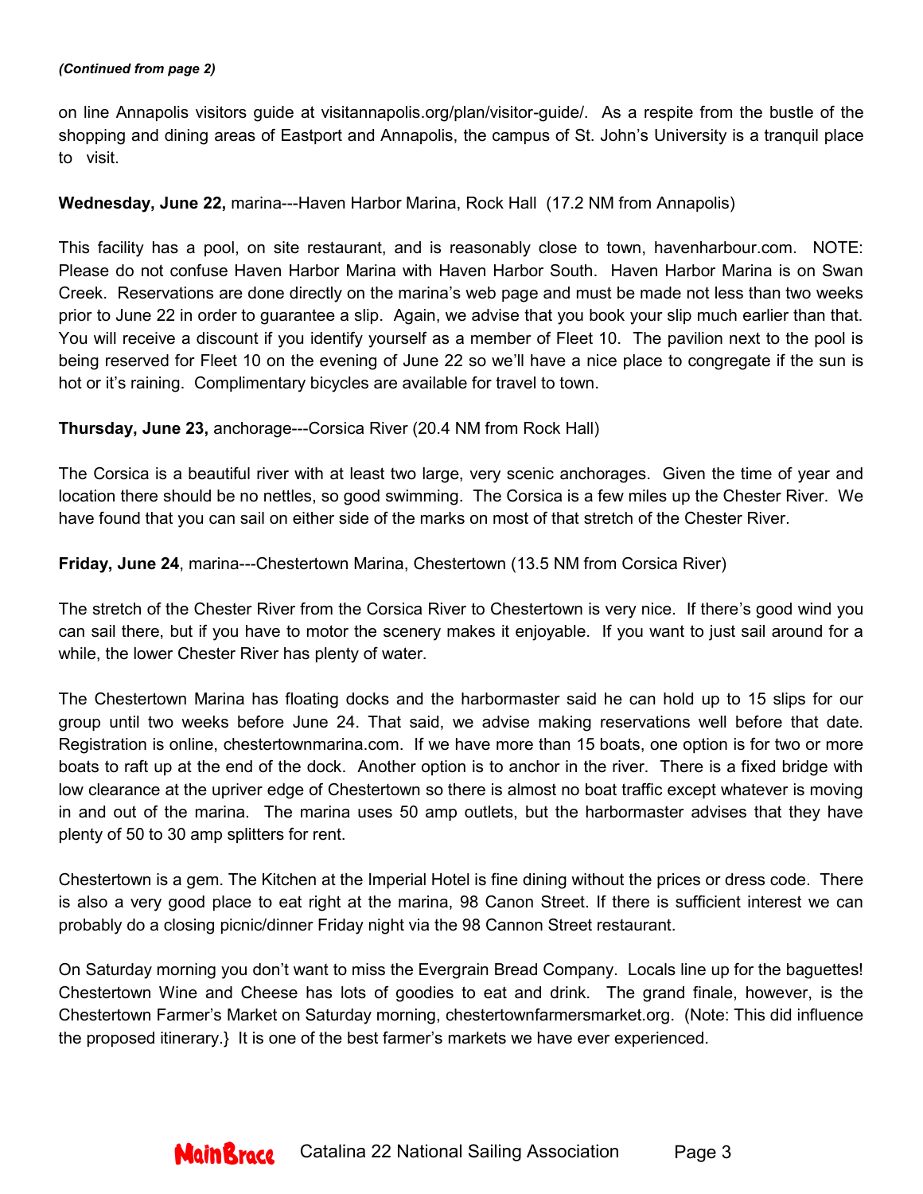*(Continued from page 2)*

on line Annapolis visitors guide at visitannapolis.org/plan/visitor-guide/. As a respite from the bustle of the shopping and dining areas of Eastport and Annapolis, the campus of St. John's University is a tranquil place to visit.

**Wednesday, June 22,** marina---Haven Harbor Marina, Rock Hall (17.2 NM from Annapolis)

This facility has a pool, on site restaurant, and is reasonably close to town, havenharbour.com. NOTE: Please do not confuse Haven Harbor Marina with Haven Harbor South. Haven Harbor Marina is on Swan Creek. Reservations are done directly on the marina's web page and must be made not less than two weeks prior to June 22 in order to guarantee a slip. Again, we advise that you book your slip much earlier than that. You will receive a discount if you identify yourself as a member of Fleet 10. The pavilion next to the pool is being reserved for Fleet 10 on the evening of June 22 so we'll have a nice place to congregate if the sun is hot or it's raining. Complimentary bicycles are available for travel to town.

**Thursday, June 23,** anchorage---Corsica River (20.4 NM from Rock Hall)

The Corsica is a beautiful river with at least two large, very scenic anchorages. Given the time of year and location there should be no nettles, so good swimming. The Corsica is a few miles up the Chester River. We have found that you can sail on either side of the marks on most of that stretch of the Chester River.

**Friday, June 24**, marina---Chestertown Marina, Chestertown (13.5 NM from Corsica River)

The stretch of the Chester River from the Corsica River to Chestertown is very nice. If there's good wind you can sail there, but if you have to motor the scenery makes it enjoyable. If you want to just sail around for a while, the lower Chester River has plenty of water.

The Chestertown Marina has floating docks and the harbormaster said he can hold up to 15 slips for our group until two weeks before June 24. That said, we advise making reservations well before that date. Registration is online, chestertownmarina.com. If we have more than 15 boats, one option is for two or more boats to raft up at the end of the dock. Another option is to anchor in the river. There is a fixed bridge with low clearance at the upriver edge of Chestertown so there is almost no boat traffic except whatever is moving in and out of the marina. The marina uses 50 amp outlets, but the harbormaster advises that they have plenty of 50 to 30 amp splitters for rent.

Chestertown is a gem. The Kitchen at the Imperial Hotel is fine dining without the prices or dress code. There is also a very good place to eat right at the marina, 98 Canon Street. If there is sufficient interest we can probably do a closing picnic/dinner Friday night via the 98 Cannon Street restaurant.

On Saturday morning you don't want to miss the Evergrain Bread Company. Locals line up for the baguettes! Chestertown Wine and Cheese has lots of goodies to eat and drink. The grand finale, however, is the Chestertown Farmer's Market on Saturday morning, chestertownfarmersmarket.org. (Note: This did influence the proposed itinerary.} It is one of the best farmer's markets we have ever experienced.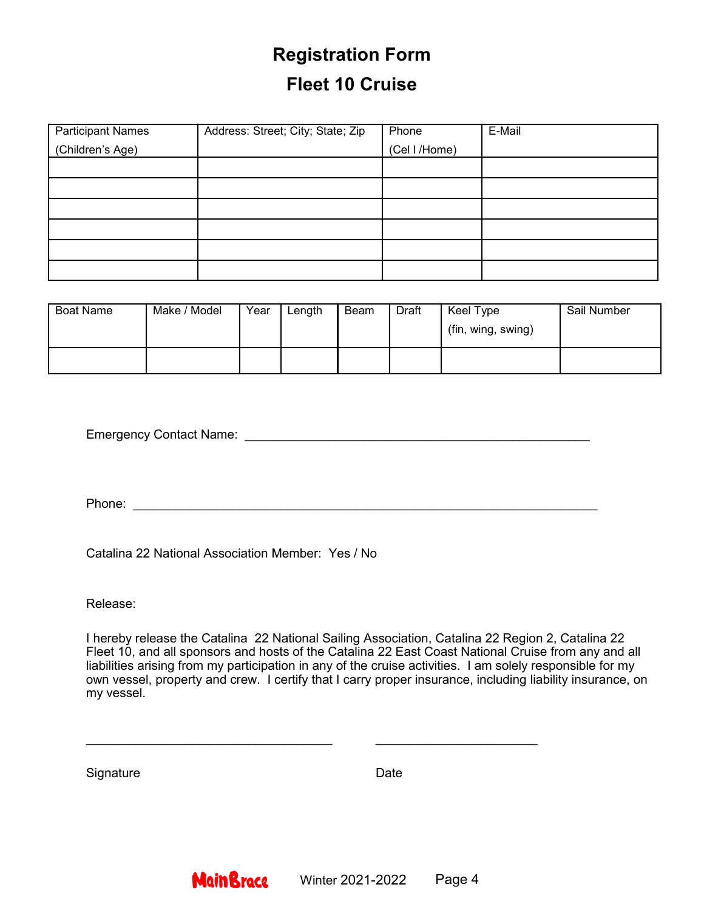# Registration Form

# Fleet 10 Cruise

| Participant Names (Children's Age) | Address: Street; City; State; Zip | Phone (Cel l /Home) | E-Mail |
|---|---|---|---|
| | | | |
| | | | |
| | | | |
| | | | |
| | | | |
| | | | |

| Boat Name | Make / Model | Year | Length | Beam | Draft | Keel Type (fin, wing, swing) | Sail Number |
|---|---|---|---|---|---|---|---|
| | | | | | | | |

Emergency Contact Name: _________________________________________________

Phone: _________________________________________________________________

Catalina 22 National Association Member: Yes / No

Release:

I hereby release the Catalina 22 National Sailing Association, Catalina 22 Region 2, Catalina 22 Fleet 10, and all sponsors and hosts of the Catalina 22 East Coast National Cruise from any and all liabilities arising from my participation in any of the cruise activities. I am solely responsible for my own vessel, property and crew. I certify that I carry proper insurance, including liability insurance, on my vessel.

___________________________________ &nbsp;&nbsp;&nbsp;&nbsp; _______________________

Signature &nbsp;&nbsp;&nbsp;&nbsp; Date